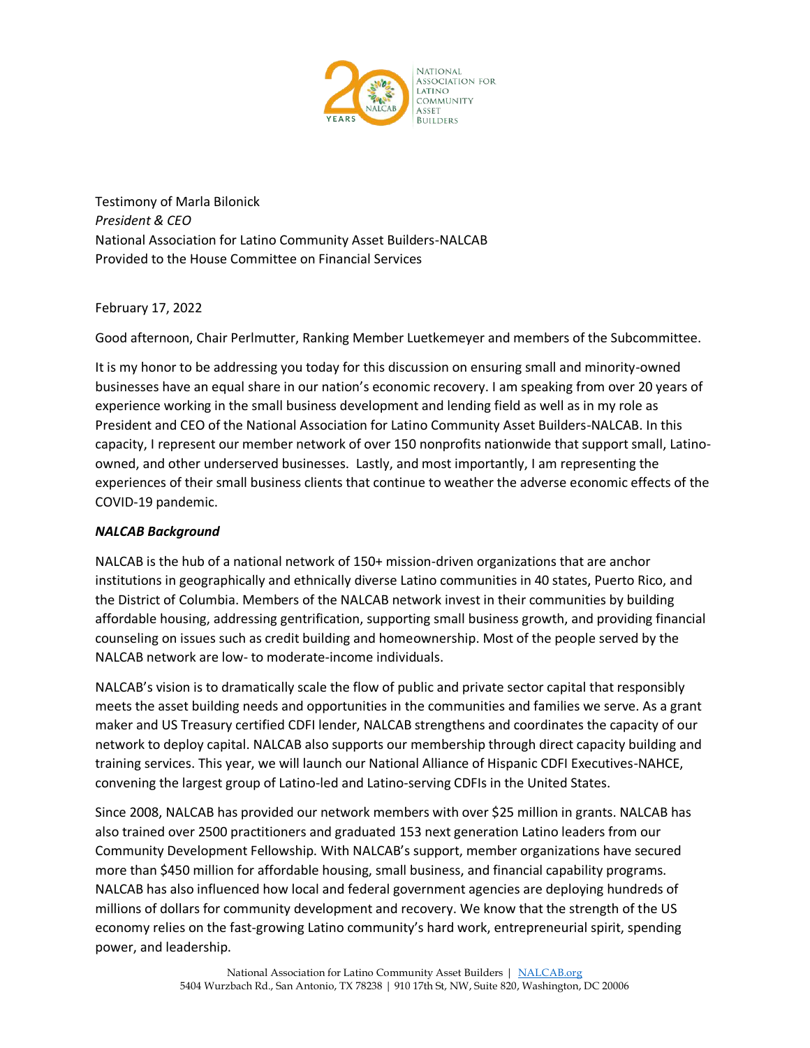Testimony of Marla Bilonick
*President & CEO*
National Association for Latino Community Asset Builders-NALCAB
Provided to the House Committee on Financial Services

February 17, 2022

Good afternoon, Chair Perlmutter, Ranking Member Luetkemeyer and members of the Subcommittee.

It is my honor to be addressing you today for this discussion on ensuring small and minority-owned businesses have an equal share in our nation's economic recovery. I am speaking from over 20 years of experience working in the small business development and lending field as well as in my role as President and CEO of the National Association for Latino Community Asset Builders-NALCAB. In this capacity, I represent our member network of over 150 nonprofits nationwide that support small, Latino-owned, and other underserved businesses. Lastly, and most importantly, I am representing the experiences of their small business clients that continue to weather the adverse economic effects of the COVID-19 pandemic.

***NALCAB Background***

NALCAB is the hub of a national network of 150+ mission-driven organizations that are anchor institutions in geographically and ethnically diverse Latino communities in 40 states, Puerto Rico, and the District of Columbia. Members of the NALCAB network invest in their communities by building affordable housing, addressing gentrification, supporting small business growth, and providing financial counseling on issues such as credit building and homeownership. Most of the people served by the NALCAB network are low- to moderate-income individuals.

NALCAB's vision is to dramatically scale the flow of public and private sector capital that responsibly meets the asset building needs and opportunities in the communities and families we serve. As a grant maker and US Treasury certified CDFI lender, NALCAB strengthens and coordinates the capacity of our network to deploy capital. NALCAB also supports our membership through direct capacity building and training services. This year, we will launch our National Alliance of Hispanic CDFI Executives-NAHCE, convening the largest group of Latino-led and Latino-serving CDFIs in the United States.

Since 2008, NALCAB has provided our network members with over $25 million in grants. NALCAB has also trained over 2500 practitioners and graduated 153 next generation Latino leaders from our Community Development Fellowship. With NALCAB's support, member organizations have secured more than $450 million for affordable housing, small business, and financial capability programs. NALCAB has also influenced how local and federal government agencies are deploying hundreds of millions of dollars for community development and recovery. We know that the strength of the US economy relies on the fast-growing Latino community's hard work, entrepreneurial spirit, spending power, and leadership.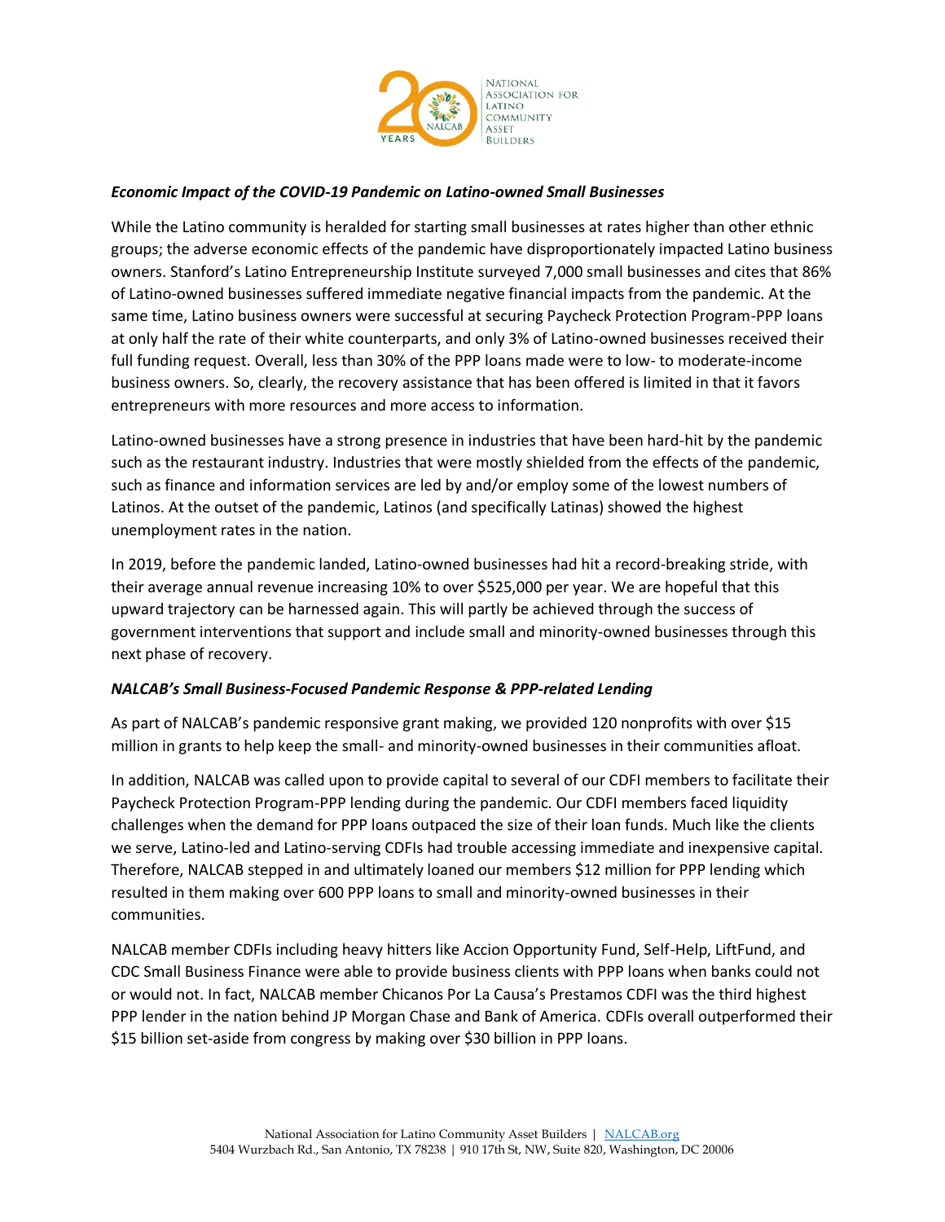### *Economic Impact of the COVID-19 Pandemic on Latino-owned Small Businesses*

While the Latino community is heralded for starting small businesses at rates higher than other ethnic groups; the adverse economic effects of the pandemic have disproportionately impacted Latino business owners. Stanford's Latino Entrepreneurship Institute surveyed 7,000 small businesses and cites that 86% of Latino-owned businesses suffered immediate negative financial impacts from the pandemic. At the same time, Latino business owners were successful at securing Paycheck Protection Program-PPP loans at only half the rate of their white counterparts, and only 3% of Latino-owned businesses received their full funding request. Overall, less than 30% of the PPP loans made were to low- to moderate-income business owners. So, clearly, the recovery assistance that has been offered is limited in that it favors entrepreneurs with more resources and more access to information.

Latino-owned businesses have a strong presence in industries that have been hard-hit by the pandemic such as the restaurant industry. Industries that were mostly shielded from the effects of the pandemic, such as finance and information services are led by and/or employ some of the lowest numbers of Latinos. At the outset of the pandemic, Latinos (and specifically Latinas) showed the highest unemployment rates in the nation.

In 2019, before the pandemic landed, Latino-owned businesses had hit a record-breaking stride, with their average annual revenue increasing 10% to over $525,000 per year. We are hopeful that this upward trajectory can be harnessed again. This will partly be achieved through the success of government interventions that support and include small and minority-owned businesses through this next phase of recovery.

### *NALCAB's Small Business-Focused Pandemic Response & PPP-related Lending*

As part of NALCAB's pandemic responsive grant making, we provided 120 nonprofits with over $15 million in grants to help keep the small- and minority-owned businesses in their communities afloat.

In addition, NALCAB was called upon to provide capital to several of our CDFI members to facilitate their Paycheck Protection Program-PPP lending during the pandemic. Our CDFI members faced liquidity challenges when the demand for PPP loans outpaced the size of their loan funds. Much like the clients we serve, Latino-led and Latino-serving CDFIs had trouble accessing immediate and inexpensive capital. Therefore, NALCAB stepped in and ultimately loaned our members $12 million for PPP lending which resulted in them making over 600 PPP loans to small and minority-owned businesses in their communities.

NALCAB member CDFIs including heavy hitters like Accion Opportunity Fund, Self-Help, LiftFund, and CDC Small Business Finance were able to provide business clients with PPP loans when banks could not or would not. In fact, NALCAB member Chicanos Por La Causa's Prestamos CDFI was the third highest PPP lender in the nation behind JP Morgan Chase and Bank of America. CDFIs overall outperformed their $15 billion set-aside from congress by making over $30 billion in PPP loans.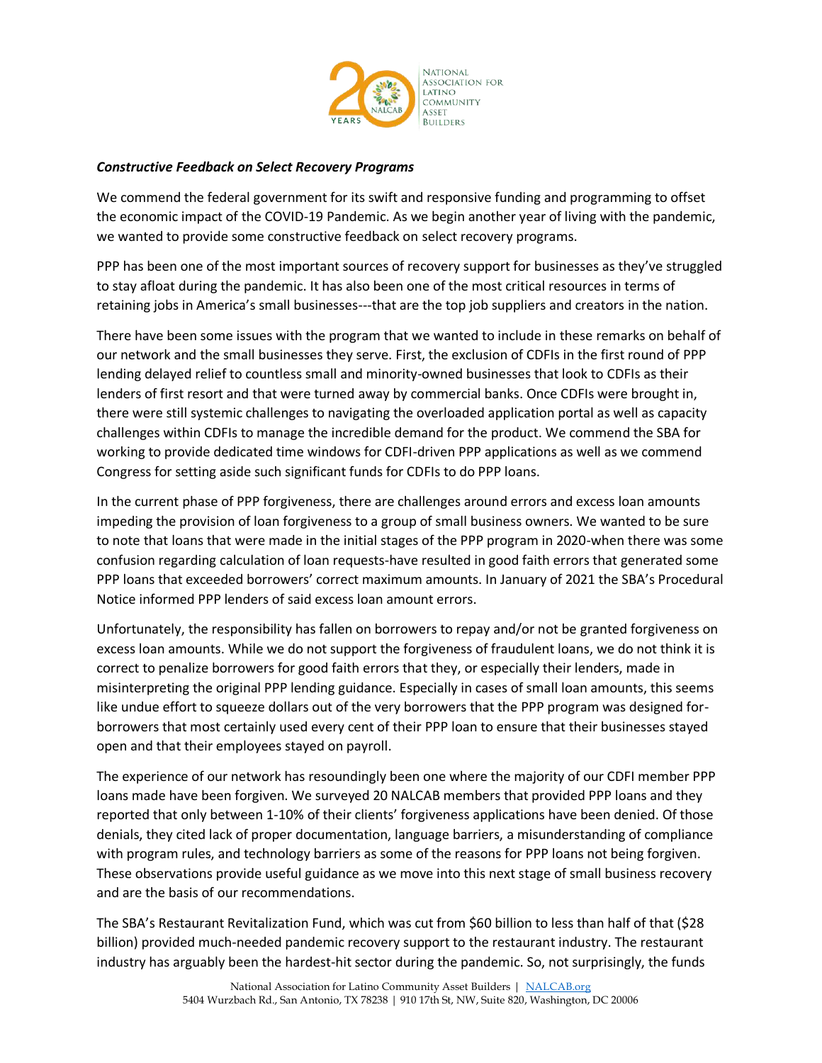***Constructive Feedback on Select Recovery Programs***

We commend the federal government for its swift and responsive funding and programming to offset the economic impact of the COVID-19 Pandemic. As we begin another year of living with the pandemic, we wanted to provide some constructive feedback on select recovery programs.

PPP has been one of the most important sources of recovery support for businesses as they've struggled to stay afloat during the pandemic. It has also been one of the most critical resources in terms of retaining jobs in America's small businesses---that are the top job suppliers and creators in the nation.

There have been some issues with the program that we wanted to include in these remarks on behalf of our network and the small businesses they serve. First, the exclusion of CDFIs in the first round of PPP lending delayed relief to countless small and minority-owned businesses that look to CDFIs as their lenders of first resort and that were turned away by commercial banks. Once CDFIs were brought in, there were still systemic challenges to navigating the overloaded application portal as well as capacity challenges within CDFIs to manage the incredible demand for the product. We commend the SBA for working to provide dedicated time windows for CDFI-driven PPP applications as well as we commend Congress for setting aside such significant funds for CDFIs to do PPP loans.

In the current phase of PPP forgiveness, there are challenges around errors and excess loan amounts impeding the provision of loan forgiveness to a group of small business owners. We wanted to be sure to note that loans that were made in the initial stages of the PPP program in 2020-when there was some confusion regarding calculation of loan requests-have resulted in good faith errors that generated some PPP loans that exceeded borrowers' correct maximum amounts. In January of 2021 the SBA's Procedural Notice informed PPP lenders of said excess loan amount errors.

Unfortunately, the responsibility has fallen on borrowers to repay and/or not be granted forgiveness on excess loan amounts. While we do not support the forgiveness of fraudulent loans, we do not think it is correct to penalize borrowers for good faith errors that they, or especially their lenders, made in misinterpreting the original PPP lending guidance. Especially in cases of small loan amounts, this seems like undue effort to squeeze dollars out of the very borrowers that the PPP program was designed for-borrowers that most certainly used every cent of their PPP loan to ensure that their businesses stayed open and that their employees stayed on payroll.

The experience of our network has resoundingly been one where the majority of our CDFI member PPP loans made have been forgiven. We surveyed 20 NALCAB members that provided PPP loans and they reported that only between 1-10% of their clients' forgiveness applications have been denied. Of those denials, they cited lack of proper documentation, language barriers, a misunderstanding of compliance with program rules, and technology barriers as some of the reasons for PPP loans not being forgiven. These observations provide useful guidance as we move into this next stage of small business recovery and are the basis of our recommendations.

The SBA's Restaurant Revitalization Fund, which was cut from $60 billion to less than half of that ($28 billion) provided much-needed pandemic recovery support to the restaurant industry. The restaurant industry has arguably been the hardest-hit sector during the pandemic. So, not surprisingly, the funds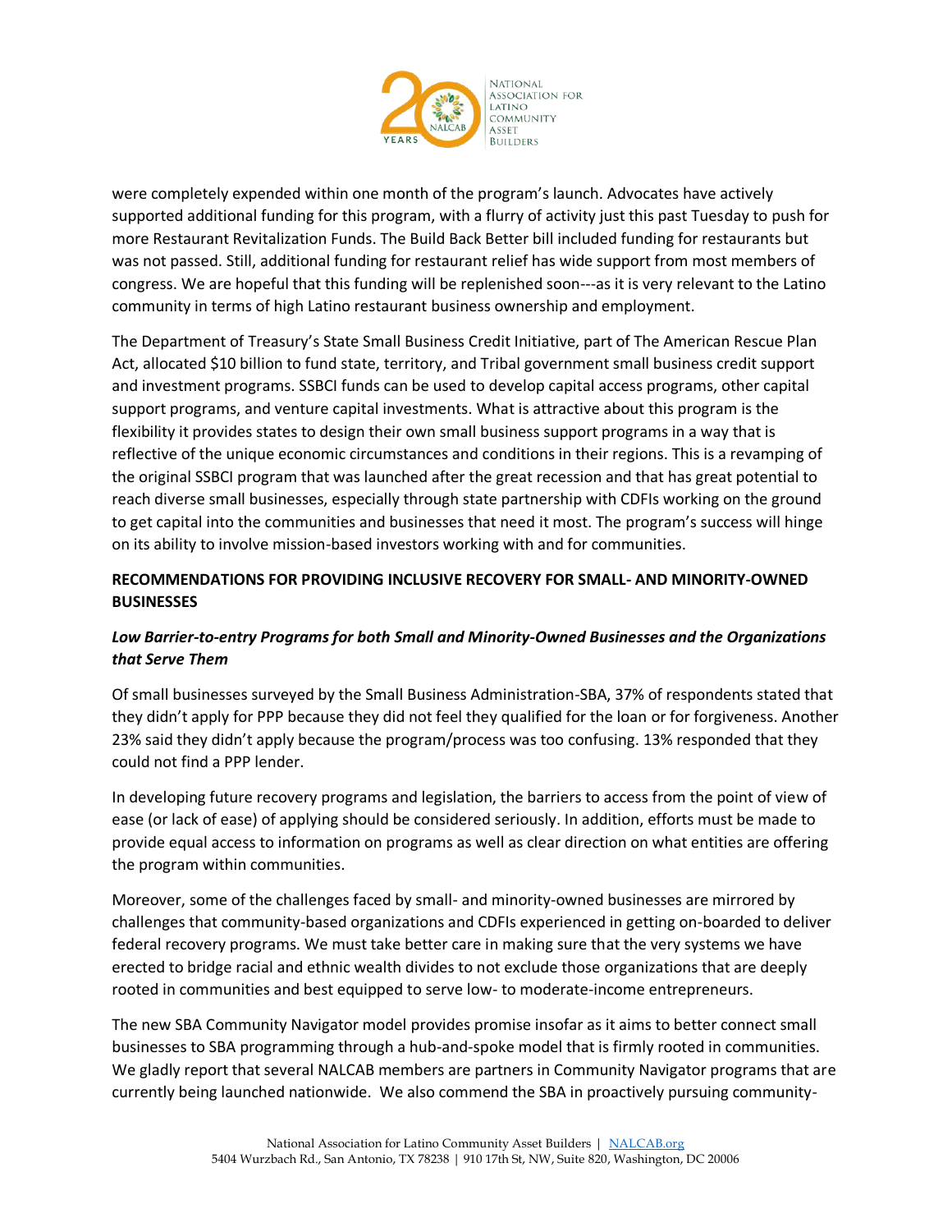were completely expended within one month of the program's launch. Advocates have actively supported additional funding for this program, with a flurry of activity just this past Tuesday to push for more Restaurant Revitalization Funds. The Build Back Better bill included funding for restaurants but was not passed. Still, additional funding for restaurant relief has wide support from most members of congress. We are hopeful that this funding will be replenished soon---as it is very relevant to the Latino community in terms of high Latino restaurant business ownership and employment.

The Department of Treasury's State Small Business Credit Initiative, part of The American Rescue Plan Act, allocated $10 billion to fund state, territory, and Tribal government small business credit support and investment programs. SSBCI funds can be used to develop capital access programs, other capital support programs, and venture capital investments. What is attractive about this program is the flexibility it provides states to design their own small business support programs in a way that is reflective of the unique economic circumstances and conditions in their regions. This is a revamping of the original SSBCI program that was launched after the great recession and that has great potential to reach diverse small businesses, especially through state partnership with CDFIs working on the ground to get capital into the communities and businesses that need it most. The program's success will hinge on its ability to involve mission-based investors working with and for communities.

**RECOMMENDATIONS FOR PROVIDING INCLUSIVE RECOVERY FOR SMALL- AND MINORITY-OWNED BUSINESSES**

***Low Barrier-to-entry Programs for both Small and Minority-Owned Businesses and the Organizations that Serve Them***

Of small businesses surveyed by the Small Business Administration-SBA, 37% of respondents stated that they didn't apply for PPP because they did not feel they qualified for the loan or for forgiveness. Another 23% said they didn't apply because the program/process was too confusing. 13% responded that they could not find a PPP lender.

In developing future recovery programs and legislation, the barriers to access from the point of view of ease (or lack of ease) of applying should be considered seriously. In addition, efforts must be made to provide equal access to information on programs as well as clear direction on what entities are offering the program within communities.

Moreover, some of the challenges faced by small- and minority-owned businesses are mirrored by challenges that community-based organizations and CDFIs experienced in getting on-boarded to deliver federal recovery programs. We must take better care in making sure that the very systems we have erected to bridge racial and ethnic wealth divides to not exclude those organizations that are deeply rooted in communities and best equipped to serve low- to moderate-income entrepreneurs.

The new SBA Community Navigator model provides promise insofar as it aims to better connect small businesses to SBA programming through a hub-and-spoke model that is firmly rooted in communities. We gladly report that several NALCAB members are partners in Community Navigator programs that are currently being launched nationwide. We also commend the SBA in proactively pursuing community-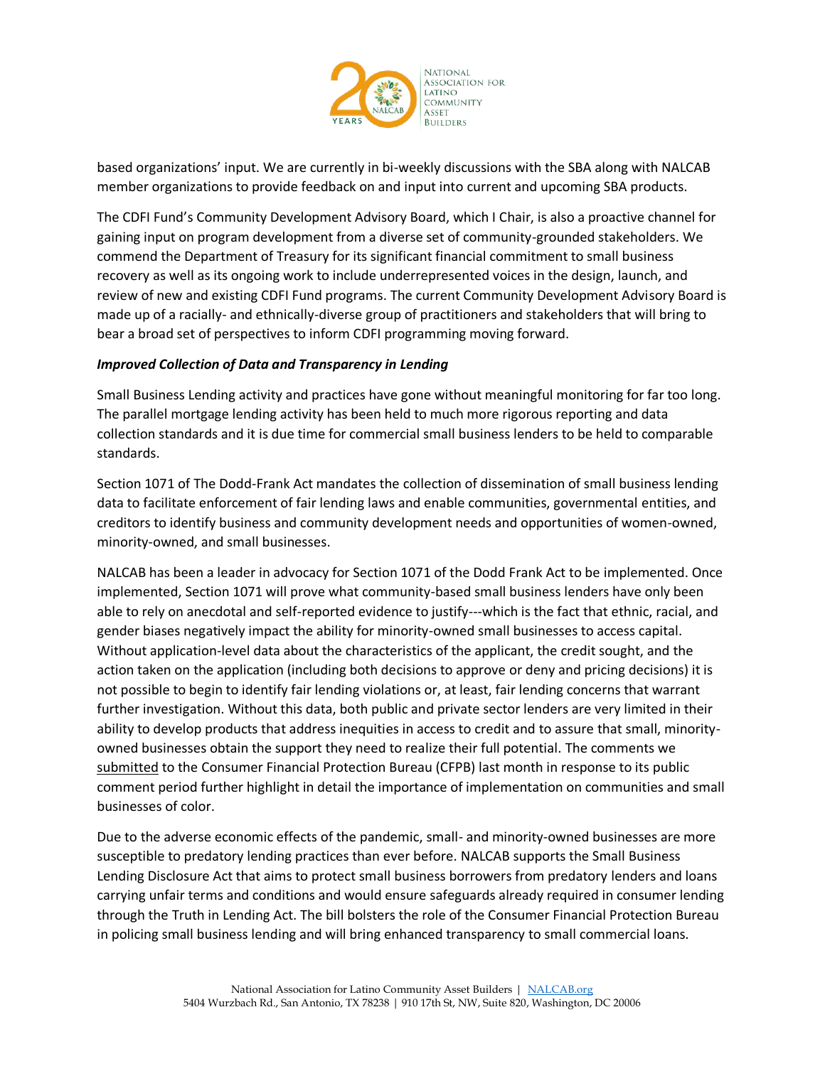based organizations' input. We are currently in bi-weekly discussions with the SBA along with NALCAB member organizations to provide feedback on and input into current and upcoming SBA products.

The CDFI Fund's Community Development Advisory Board, which I Chair, is also a proactive channel for gaining input on program development from a diverse set of community-grounded stakeholders. We commend the Department of Treasury for its significant financial commitment to small business recovery as well as its ongoing work to include underrepresented voices in the design, launch, and review of new and existing CDFI Fund programs. The current Community Development Advisory Board is made up of a racially- and ethnically-diverse group of practitioners and stakeholders that will bring to bear a broad set of perspectives to inform CDFI programming moving forward.

***Improved Collection of Data and Transparency in Lending***

Small Business Lending activity and practices have gone without meaningful monitoring for far too long. The parallel mortgage lending activity has been held to much more rigorous reporting and data collection standards and it is due time for commercial small business lenders to be held to comparable standards.

Section 1071 of The Dodd-Frank Act mandates the collection of dissemination of small business lending data to facilitate enforcement of fair lending laws and enable communities, governmental entities, and creditors to identify business and community development needs and opportunities of women-owned, minority-owned, and small businesses.

NALCAB has been a leader in advocacy for Section 1071 of the Dodd Frank Act to be implemented. Once implemented, Section 1071 will prove what community-based small business lenders have only been able to rely on anecdotal and self-reported evidence to justify---which is the fact that ethnic, racial, and gender biases negatively impact the ability for minority-owned small businesses to access capital. Without application-level data about the characteristics of the applicant, the credit sought, and the action taken on the application (including both decisions to approve or deny and pricing decisions) it is not possible to begin to identify fair lending violations or, at least, fair lending concerns that warrant further investigation. Without this data, both public and private sector lenders are very limited in their ability to develop products that address inequities in access to credit and to assure that small, minority-owned businesses obtain the support they need to realize their full potential. The comments we submitted to the Consumer Financial Protection Bureau (CFPB) last month in response to its public comment period further highlight in detail the importance of implementation on communities and small businesses of color.

Due to the adverse economic effects of the pandemic, small- and minority-owned businesses are more susceptible to predatory lending practices than ever before. NALCAB supports the Small Business Lending Disclosure Act that aims to protect small business borrowers from predatory lenders and loans carrying unfair terms and conditions and would ensure safeguards already required in consumer lending through the Truth in Lending Act. The bill bolsters the role of the Consumer Financial Protection Bureau in policing small business lending and will bring enhanced transparency to small commercial loans.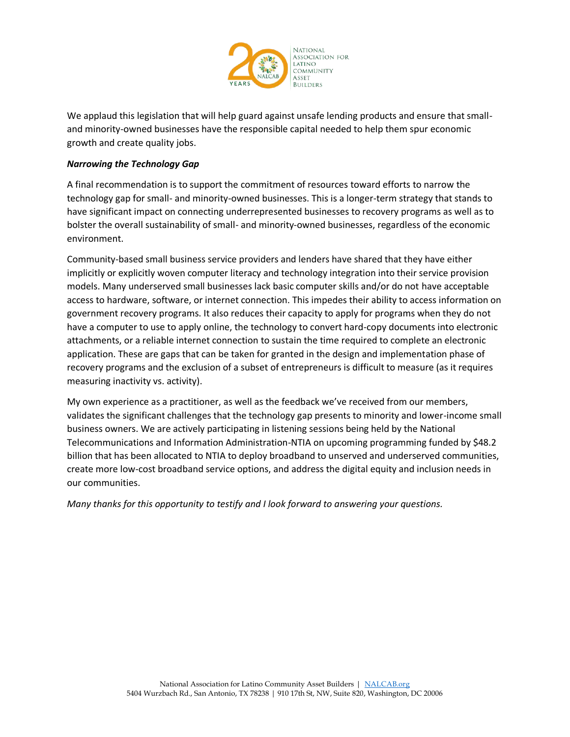We applaud this legislation that will help guard against unsafe lending products and ensure that small- and minority-owned businesses have the responsible capital needed to help them spur economic growth and create quality jobs.

***Narrowing the Technology Gap***

A final recommendation is to support the commitment of resources toward efforts to narrow the technology gap for small- and minority-owned businesses. This is a longer-term strategy that stands to have significant impact on connecting underrepresented businesses to recovery programs as well as to bolster the overall sustainability of small- and minority-owned businesses, regardless of the economic environment.

Community-based small business service providers and lenders have shared that they have either implicitly or explicitly woven computer literacy and technology integration into their service provision models. Many underserved small businesses lack basic computer skills and/or do not have acceptable access to hardware, software, or internet connection. This impedes their ability to access information on government recovery programs. It also reduces their capacity to apply for programs when they do not have a computer to use to apply online, the technology to convert hard-copy documents into electronic attachments, or a reliable internet connection to sustain the time required to complete an electronic application. These are gaps that can be taken for granted in the design and implementation phase of recovery programs and the exclusion of a subset of entrepreneurs is difficult to measure (as it requires measuring inactivity vs. activity).

My own experience as a practitioner, as well as the feedback we've received from our members, validates the significant challenges that the technology gap presents to minority and lower-income small business owners. We are actively participating in listening sessions being held by the National Telecommunications and Information Administration-NTIA on upcoming programming funded by $48.2 billion that has been allocated to NTIA to deploy broadband to unserved and underserved communities, create more low-cost broadband service options, and address the digital equity and inclusion needs in our communities.

*Many thanks for this opportunity to testify and I look forward to answering your questions.*